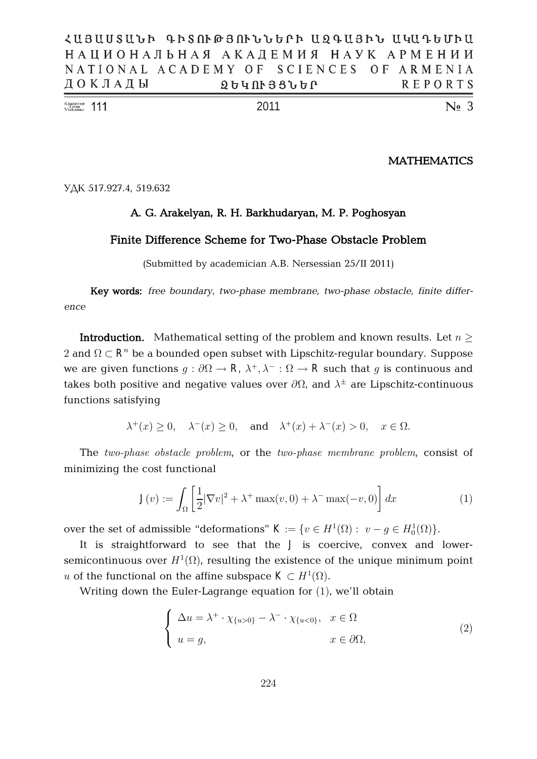MATHEMATICS

УДК 517.927.4, 519.632

**A. G. Arakelyan, R. H. Barkhudaryan, M. P. Poghosyan**

# Finite Difference Scheme for Two-Phase Obstacle Problem

(Submitted by academician A.B. Nersessian 25/II 2011)

**Key words:** *free boundary, two-phase membrane, two-phase obstacle, finite difference*

**Introduction.** Mathematical setting of the problem and known results. Let $n \geq 2$ and $\Omega \subset \mathsf{R}^n$ be a bounded open subset with Lipschitz-regular boundary. Suppose we are given functions $g : \partial\Omega \to \mathsf{R}$, $\lambda^+, \lambda^- : \Omega \to \mathsf{R}$ such that $g$ is continuous and takes both positive and negative values over $\partial\Omega$, and $\lambda^\pm$ are Lipschitz-continuous functions satisfying

$$\lambda^+(x) \geq 0, \quad \lambda^-(x) \geq 0, \quad \text{and} \quad \lambda^+(x) + \lambda^-(x) > 0, \quad x \in \Omega.$$

The *two-phase obstacle problem*, or the *two-phase membrane problem*, consist of minimizing the cost functional

$$\mathsf{J}(v) := \int_\Omega \left[ \frac{1}{2}|\nabla v|^2 + \lambda^+ \max(v, 0) + \lambda^- \max(-v, 0) \right] dx \tag{1}$$

over the set of admissible "deformations" $\mathsf{K} := \{v \in H^1(\Omega) : \ v - g \in H_0^1(\Omega)\}$.

It is straightforward to see that the $\mathsf{J}$ is coercive, convex and lower-semicontinuous over $H^1(\Omega)$, resulting the existence of the unique minimum point $u$ of the functional on the affine subspace $\mathsf{K} \subset H^1(\Omega)$.

Writing down the Euler-Lagrange equation for (1), we'll obtain

$$\begin{cases} \Delta u = \lambda^+ \cdot \chi_{\{u>0\}} - \lambda^- \cdot \chi_{\{u<0\}}, & x \in \Omega \\ u = g, & x \in \partial\Omega, \end{cases} \tag{2}$$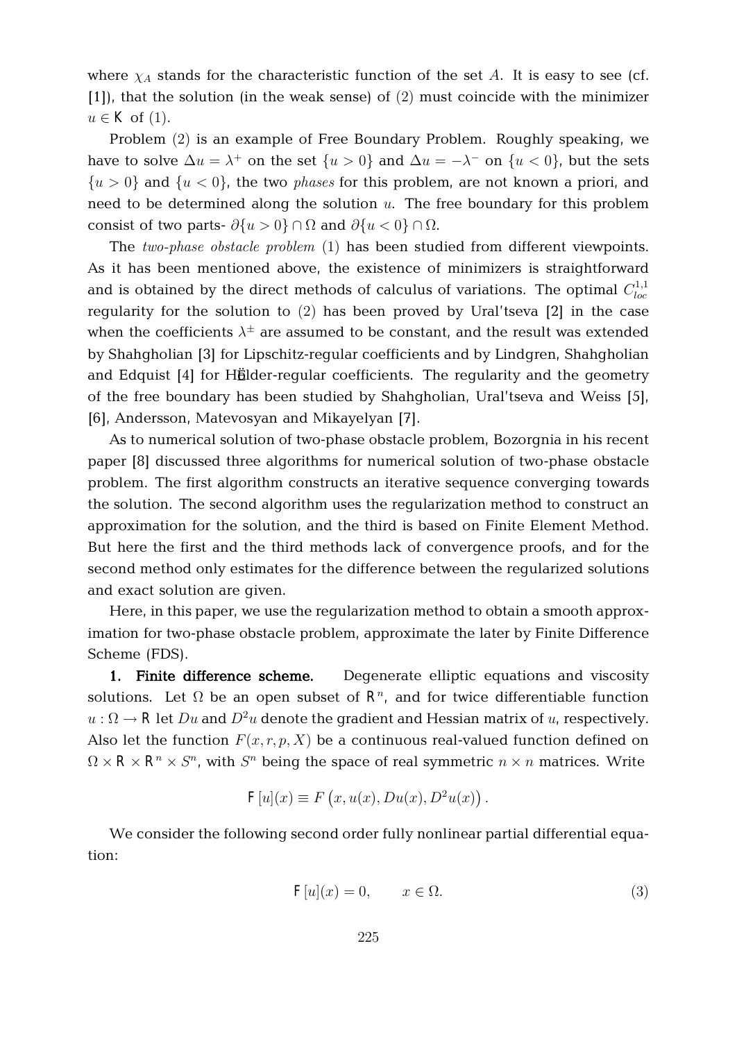where $\chi_A$ stands for the characteristic function of the set $A$. It is easy to see (cf. [1]), that the solution (in the weak sense) of (2) must coincide with the minimizer $u \in \mathsf{K}$ of (1).

Problem (2) is an example of Free Boundary Problem. Roughly speaking, we have to solve $\Delta u = \lambda^+$ on the set $\{u > 0\}$ and $\Delta u = -\lambda^-$ on $\{u < 0\}$, but the sets $\{u > 0\}$ and $\{u < 0\}$, the two *phases* for this problem, are not known a priori, and need to be determined along the solution $u$. The free boundary for this problem consist of two parts- $\partial\{u > 0\} \cap \Omega$ and $\partial\{u < 0\} \cap \Omega$.

The *two-phase obstacle problem* (1) has been studied from different viewpoints. As it has been mentioned above, the existence of minimizers is straightforward and is obtained by the direct methods of calculus of variations. The optimal $C^{1,1}_{loc}$ regularity for the solution to (2) has been proved by Ural'tseva [2] in the case when the coefficients $\lambda^\pm$ are assumed to be constant, and the result was extended by Shahgholian [3] for Lipschitz-regular coefficients and by Lindgren, Shahgholian and Edquist [4] for Hölder-regular coefficients. The regularity and the geometry of the free boundary has been studied by Shahgholian, Ural'tseva and Weiss [5], [6], Andersson, Matevosyan and Mikayelyan [7].

As to numerical solution of two-phase obstacle problem, Bozorgnia in his recent paper [8] discussed three algorithms for numerical solution of two-phase obstacle problem. The first algorithm constructs an iterative sequence converging towards the solution. The second algorithm uses the regularization method to construct an approximation for the solution, and the third is based on Finite Element Method. But here the first and the third methods lack of convergence proofs, and for the second method only estimates for the difference between the regularized solutions and exact solution are given.

Here, in this paper, we use the regularization method to obtain a smooth approximation for two-phase obstacle problem, approximate the later by Finite Difference Scheme (FDS).

**1. Finite difference scheme.** Degenerate elliptic equations and viscosity solutions. Let $\Omega$ be an open subset of $\mathsf{R}^n$, and for twice differentiable function $u : \Omega \to \mathsf{R}$ let $Du$ and $D^2u$ denote the gradient and Hessian matrix of $u$, respectively. Also let the function $F(x, r, p, X)$ be a continuous real-valued function defined on $\Omega \times \mathsf{R} \times \mathsf{R}^n \times S^n$, with $S^n$ being the space of real symmetric $n \times n$ matrices. Write

$$\mathsf{F}[u](x) \equiv F\left(x, u(x), Du(x), D^2u(x)\right).$$

We consider the following second order fully nonlinear partial differential equation:

$$\mathsf{F}[u](x) = 0, \qquad x \in \Omega. \tag{3}$$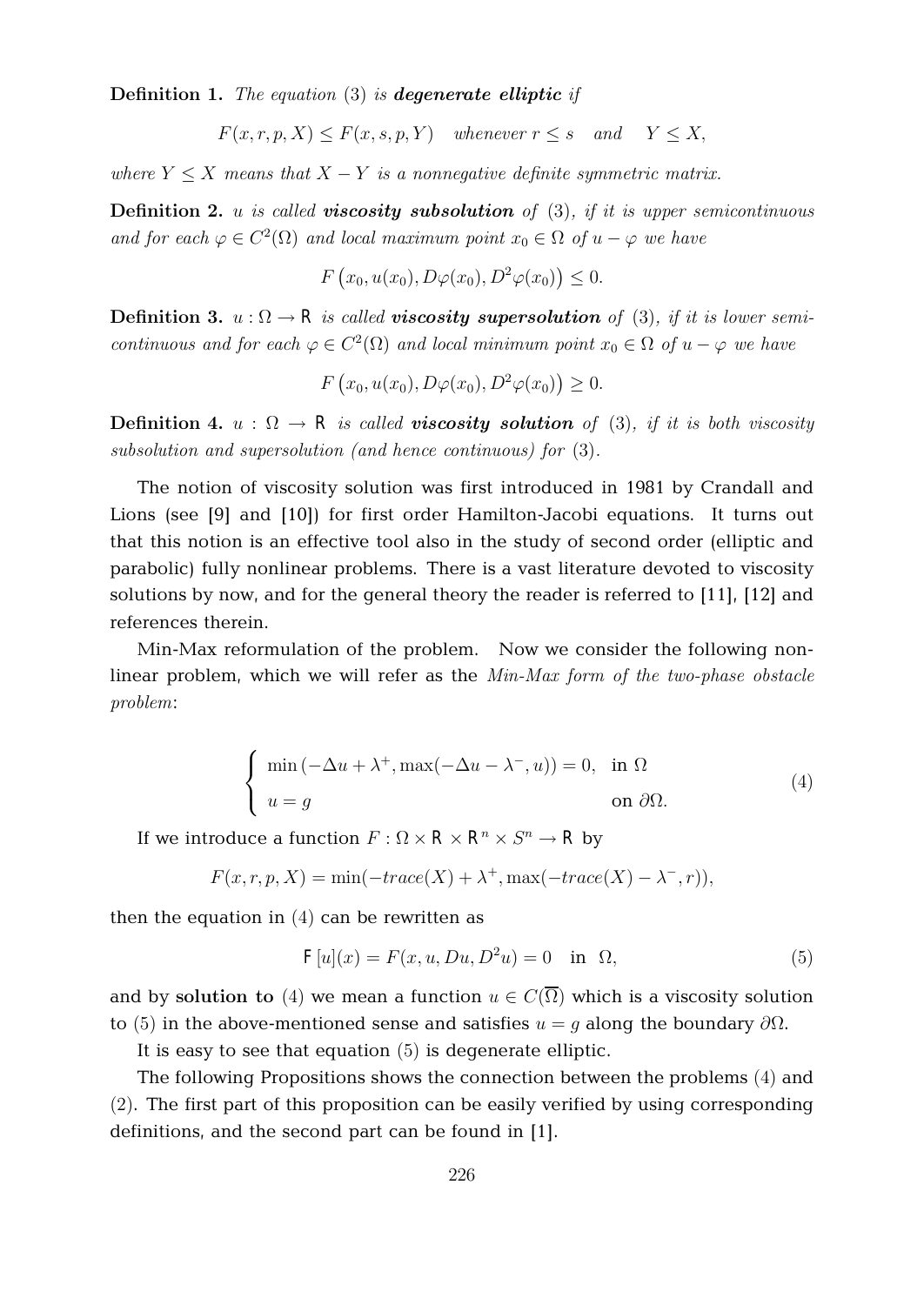**Definition 1.** *The equation* (3) *is* ***degenerate elliptic*** *if*

$$F(x, r, p, X) \leq F(x, s, p, Y) \quad \text{whenever } r \leq s \quad \text{and} \quad Y \leq X,$$

*where* $Y \leq X$ *means that* $X - Y$ *is a nonnegative definite symmetric matrix.*

**Definition 2.** $u$ *is called* ***viscosity subsolution*** *of* (3)*, if it is upper semicontinuous and for each* $\varphi \in C^2(\Omega)$ *and local maximum point* $x_0 \in \Omega$ *of* $u - \varphi$ *we have*

$$F\left(x_0, u(x_0), D\varphi(x_0), D^2\varphi(x_0)\right) \leq 0.$$

**Definition 3.** $u : \Omega \to \mathsf{R}$ *is called* ***viscosity supersolution*** *of* (3)*, if it is lower semicontinuous and for each* $\varphi \in C^2(\Omega)$ *and local minimum point* $x_0 \in \Omega$ *of* $u - \varphi$ *we have*

$$F\left(x_0, u(x_0), D\varphi(x_0), D^2\varphi(x_0)\right) \geq 0.$$

**Definition 4.** $u : \Omega \to \mathsf{R}$ *is called* ***viscosity solution*** *of* (3)*, if it is both viscosity subsolution and supersolution (and hence continuous) for* (3).

The notion of viscosity solution was first introduced in 1981 by Crandall and Lions (see [9] and [10]) for first order Hamilton-Jacobi equations. It turns out that this notion is an effective tool also in the study of second order (elliptic and parabolic) fully nonlinear problems. There is a vast literature devoted to viscosity solutions by now, and for the general theory the reader is referred to [11], [12] and references therein.

Min-Max reformulation of the problem. Now we consider the following nonlinear problem, which we will refer as the *Min-Max form of the two-phase obstacle problem*:

$$\begin{cases} \min\left(-\Delta u + \lambda^+, \max(-\Delta u - \lambda^-, u)\right) = 0, & \text{in } \Omega \\ u = g & \text{on } \partial\Omega. \end{cases} \tag{4}$$

If we introduce a function $F : \Omega \times \mathsf{R} \times \mathsf{R}^n \times S^n \to \mathsf{R}$ by

$$F(x, r, p, X) = \min(-trace(X) + \lambda^+, \max(-trace(X) - \lambda^-, r)),$$

then the equation in (4) can be rewritten as

$$\mathsf{F}[u](x) = F(x, u, Du, D^2u) = 0 \quad \text{in} \ \ \Omega, \tag{5}$$

and by **solution to** (4) we mean a function $u \in C(\overline{\Omega})$ which is a viscosity solution to (5) in the above-mentioned sense and satisfies $u = g$ along the boundary $\partial\Omega$.

It is easy to see that equation (5) is degenerate elliptic.

The following Propositions shows the connection between the problems (4) and (2). The first part of this proposition can be easily verified by using corresponding definitions, and the second part can be found in [1].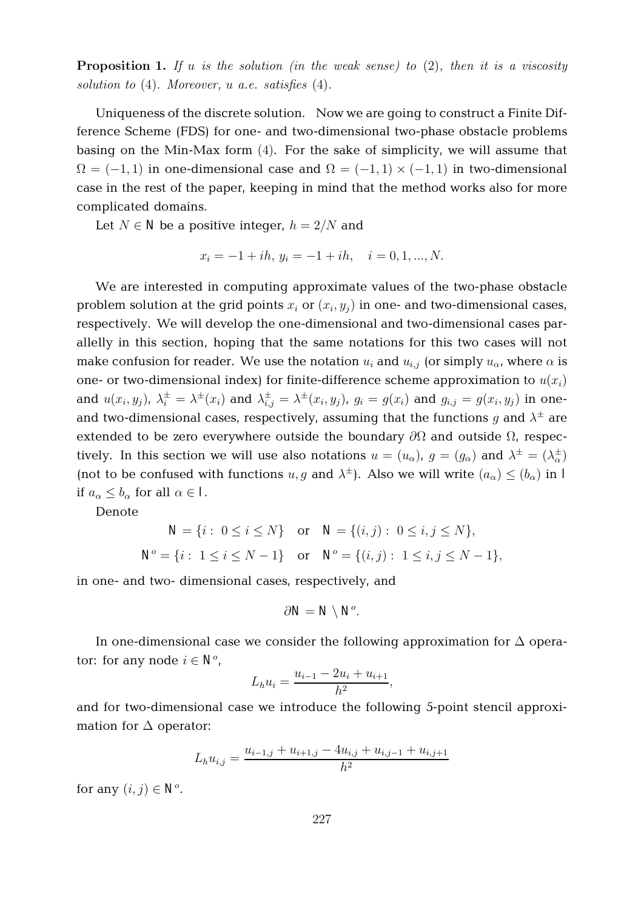**Proposition 1.** *If $u$ is the solution (in the weak sense) to* (2)*, then it is a viscosity solution to* (4)*. Moreover, $u$ a.e. satisfies* (4)*.*

Uniqueness of the discrete solution. Now we are going to construct a Finite Difference Scheme (FDS) for one- and two-dimensional two-phase obstacle problems basing on the Min-Max form (4). For the sake of simplicity, we will assume that $\Omega = (-1,1)$ in one-dimensional case and $\Omega = (-1,1)\times(-1,1)$ in two-dimensional case in the rest of the paper, keeping in mind that the method works also for more complicated domains.

Let $N \in \mathbb{N}$ be a positive integer, $h = 2/N$ and

$$x_i = -1 + ih,\ y_i = -1 + ih, \quad i = 0, 1, ..., N.$$

We are interested in computing approximate values of the two-phase obstacle problem solution at the grid points $x_i$ or $(x_i, y_j)$ in one- and two-dimensional cases, respectively. We will develop the one-dimensional and two-dimensional cases parallelly in this section, hoping that the same notations for this two cases will not make confusion for reader. We use the notation $u_i$ and $u_{i,j}$ (or simply $u_\alpha$, where $\alpha$ is one- or two-dimensional index) for finite-difference scheme approximation to $u(x_i)$ and $u(x_i, y_j)$, $\lambda_i^{\pm} = \lambda^{\pm}(x_i)$ and $\lambda_{i,j}^{\pm} = \lambda^{\pm}(x_i, y_j)$, $g_i = g(x_i)$ and $g_{i,j} = g(x_i, y_j)$ in one- and two-dimensional cases, respectively, assuming that the functions $g$ and $\lambda^{\pm}$ are extended to be zero everywhere outside the boundary $\partial\Omega$ and outside $\Omega$, respectively. In this section we will use also notations $u = (u_\alpha)$, $g = (g_\alpha)$ and $\lambda^{\pm} = (\lambda_\alpha^{\pm})$ (not to be confused with functions $u, g$ and $\lambda^{\pm}$). Also we will write $(a_\alpha) \le (b_\alpha)$ in $\mathsf{I}$ if $a_\alpha \le b_\alpha$ for all $\alpha \in \mathsf{I}$.

Denote

$$\mathsf{N} = \{i:\ 0 \le i \le N\} \quad \text{or} \quad \mathsf{N} = \{(i,j):\ 0 \le i, j \le N\},$$

$$\mathsf{N}^o = \{i:\ 1 \le i \le N-1\} \quad \text{or} \quad \mathsf{N}^o = \{(i,j):\ 1 \le i, j \le N-1\},$$

in one- and two- dimensional cases, respectively, and

$$\partial\mathsf{N} = \mathsf{N} \setminus \mathsf{N}^o.$$

In one-dimensional case we consider the following approximation for $\Delta$ operator: for any node $i \in \mathsf{N}^o$,

$$L_h u_i = \frac{u_{i-1} - 2u_i + u_{i+1}}{h^2},$$

and for two-dimensional case we introduce the following 5-point stencil approximation for $\Delta$ operator:

$$L_h u_{i,j} = \frac{u_{i-1,j} + u_{i+1,j} - 4u_{i,j} + u_{i,j-1} + u_{i,j+1}}{h^2}$$

for any $(i,j) \in \mathsf{N}^o$.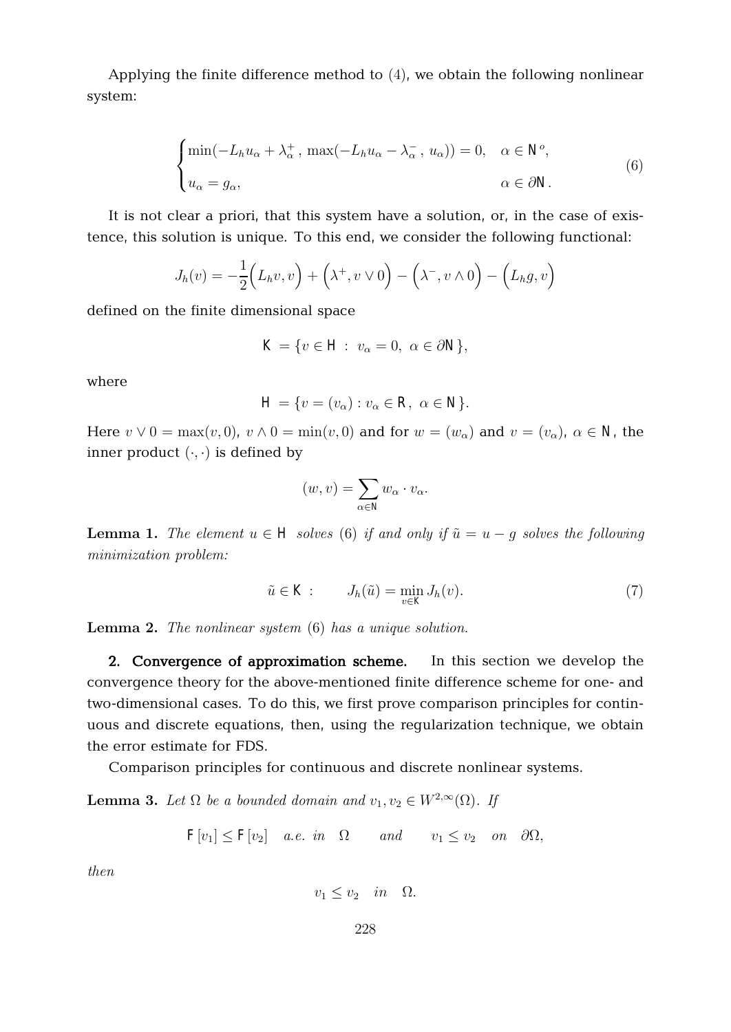Applying the finite difference method to (4), we obtain the following nonlinear system:

$$
\begin{cases}
\min(-L_h u_\alpha + \lambda^+_\alpha \,,\, \max(-L_h u_\alpha - \lambda^-_\alpha \,,\, u_\alpha)) = 0, & \alpha \in \mathsf{N}^o, \\
u_\alpha = g_\alpha, & \alpha \in \partial\mathsf{N}\,.
\end{cases}
\tag{6}
$$

It is not clear a priori, that this system have a solution, or, in the case of existence, this solution is unique. To this end, we consider the following functional:

$$
J_h(v) = -\frac{1}{2}\Big(L_h v, v\Big) + \Big(\lambda^+, v \vee 0\Big) - \Big(\lambda^-, v \wedge 0\Big) - \Big(L_h g, v\Big)
$$

defined on the finite dimensional space

$$
\mathsf{K} = \{v \in \mathsf{H} \ : \ v_\alpha = 0, \ \alpha \in \partial\mathsf{N}\},
$$

where

$$
\mathsf{H} = \{v = (v_\alpha) : v_\alpha \in \mathsf{R}\,, \ \alpha \in \mathsf{N}\}.
$$

Here $v \vee 0 = \max(v, 0)$, $v \wedge 0 = \min(v, 0)$ and for $w = (w_\alpha)$ and $v = (v_\alpha)$, $\alpha \in \mathsf{N}$, the inner product $(\cdot, \cdot)$ is defined by

$$
(w, v) = \sum_{\alpha \in \mathsf{N}} w_\alpha \cdot v_\alpha.
$$

**Lemma 1.** *The element $u \in \mathsf{H}$ solves (6) if and only if $\tilde{u} = u - g$ solves the following minimization problem:*

$$
\tilde{u} \in \mathsf{K} \ : \qquad J_h(\tilde{u}) = \min_{v \in \mathsf{K}} J_h(v).
\tag{7}
$$

**Lemma 2.** *The nonlinear system (6) has a unique solution.*

**2. Convergence of approximation scheme.** In this section we develop the convergence theory for the above-mentioned finite difference scheme for one- and two-dimensional cases. To do this, we first prove comparison principles for continuous and discrete equations, then, using the regularization technique, we obtain the error estimate for FDS.

Comparison principles for continuous and discrete nonlinear systems.

**Lemma 3.** *Let $\Omega$ be a bounded domain and $v_1, v_2 \in W^{2,\infty}(\Omega)$. If*

$$
\mathsf{F}[v_1] \le \mathsf{F}[v_2] \quad a.e. \ in \quad \Omega \qquad and \qquad v_1 \le v_2 \quad on \quad \partial\Omega,
$$

*then*

$$
v_1 \le v_2 \quad in \quad \Omega.
$$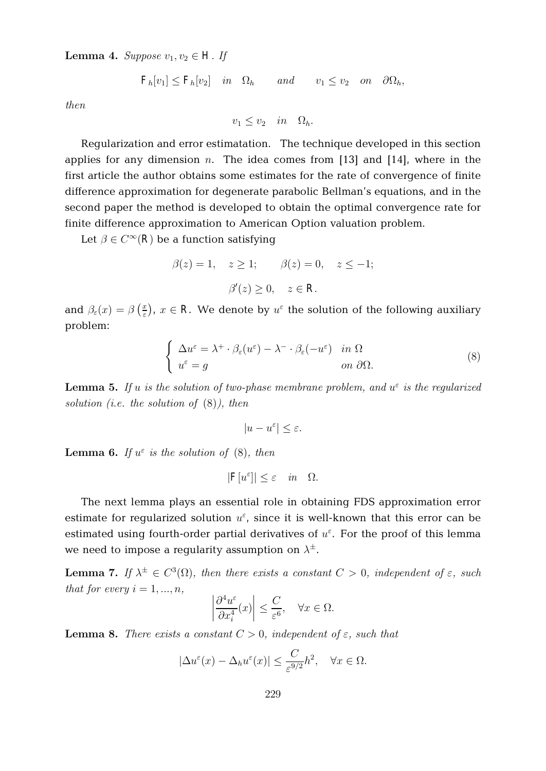**Lemma 4.** *Suppose $v_1, v_2 \in \mathsf{H}$. If*

$$\mathsf{F}_h[v_1] \le \mathsf{F}_h[v_2] \quad in \quad \Omega_h \qquad and \qquad v_1 \le v_2 \quad on \quad \partial\Omega_h,$$

*then*

$$v_1 \le v_2 \quad in \quad \Omega_h.$$

Regularization and error estimatation. The technique developed in this section applies for any dimension $n$. The idea comes from [13] and [14], where in the first article the author obtains some estimates for the rate of convergence of finite difference approximation for degenerate parabolic Bellman's equations, and in the second paper the method is developed to obtain the optimal convergence rate for finite difference approximation to American Option valuation problem.

Let $\beta \in C^\infty(\mathsf{R})$ be a function satisfying

$$\beta(z) = 1, \quad z \ge 1; \qquad \beta(z) = 0, \quad z \le -1;$$

$$\beta'(z) \ge 0, \quad z \in \mathsf{R}.$$

and $\beta_\varepsilon(x) = \beta\left(\frac{x}{\varepsilon}\right)$, $x \in \mathsf{R}$. We denote by $u^\varepsilon$ the solution of the following auxiliary problem:

$$\begin{cases} \Delta u^\varepsilon = \lambda^+ \cdot \beta_\varepsilon(u^\varepsilon) - \lambda^- \cdot \beta_\varepsilon(-u^\varepsilon) & in\ \Omega \\ u^\varepsilon = g & on\ \partial\Omega. \end{cases} \tag{8}$$

**Lemma 5.** *If $u$ is the solution of two-phase membrane problem, and $u^\varepsilon$ is the regularized solution (i.e. the solution of (8)), then*

$$|u - u^\varepsilon| \le \varepsilon.$$

**Lemma 6.** *If $u^\varepsilon$ is the solution of (8), then*

$$|\mathsf{F}[u^\varepsilon]| \le \varepsilon \quad in \quad \Omega.$$

The next lemma plays an essential role in obtaining FDS approximation error estimate for regularized solution $u^\varepsilon$, since it is well-known that this error can be estimated using fourth-order partial derivatives of $u^\varepsilon$. For the proof of this lemma we need to impose a regularity assumption on $\lambda^\pm$.

**Lemma 7.** *If $\lambda^\pm \in C^3(\Omega)$, then there exists a constant $C > 0$, independent of $\varepsilon$, such that for every $i = 1, ..., n$,*

$$\left|\frac{\partial^4 u^\varepsilon}{\partial x_i^4}(x)\right| \le \frac{C}{\varepsilon^6}, \quad \forall x \in \Omega.$$

**Lemma 8.** *There exists a constant $C > 0$, independent of $\varepsilon$, such that*

$$|\Delta u^\varepsilon(x) - \Delta_h u^\varepsilon(x)| \le \frac{C}{\varepsilon^{9/2}} h^2, \quad \forall x \in \Omega.$$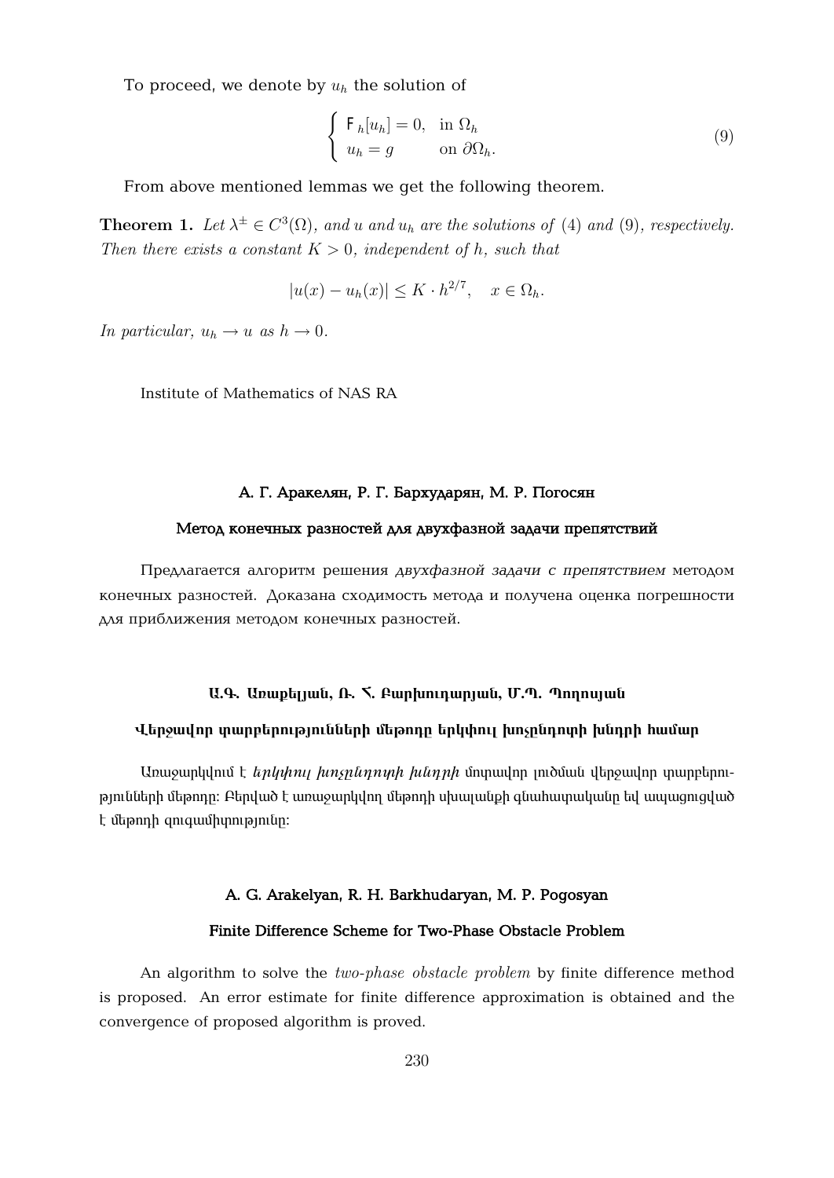To proceed, we denote by $u_h$ the solution of

$$
\begin{cases} \mathsf{F}_h[u_h] = 0, & \text{in } \Omega_h \\ u_h = g & \text{on } \partial\Omega_h. \end{cases} \tag{9}
$$

From above mentioned lemmas we get the following theorem.

**Theorem 1.** *Let $\lambda^{\pm} \in C^3(\Omega)$, and $u$ and $u_h$ are the solutions of (4) and (9), respectively. Then there exists a constant $K > 0$, independent of $h$, such that*

$$
|u(x) - u_h(x)| \leq K \cdot h^{2/7}, \quad x \in \Omega_h.
$$

*In particular, $u_h \to u$ as $h \to 0$.*

Institute of Mathematics of NAS RA

### А. Г. Аракелян, Р. Г. Бархударян, М. Р. Погосян

### Метод конечных разностей для двухфазной задачи препятствий

Предлагается алгоритм решения *двухфазной задачи с препятствием* методом конечных разностей. Доказана сходимость метода и получена оценка погрешности для приближения методом конечных разностей.

### Ա.Գ. Առաքելյան, Ռ. Հ. Բարխուդարյան, Մ.Պ. Պողոսյան

### Վերջավոր տարբերությունների մեթոդը երկփուլ խոչընդոտի խնդրի համար

Առաջարկվում է *երկփուլ խոչընդոտի խնդրի* մոտավոր լուծման վերջավոր տարբերությունների մեթոդը: Բերված է առաջարկվող մեթոդի սխալանքի գնահատականը եվ ապացուցված է մեթոդի զուգամիտությունը:

### A. G. Arakelyan, R. H. Barkhudaryan, M. P. Pogosyan

### Finite Difference Scheme for Two-Phase Obstacle Problem

An algorithm to solve the *two-phase obstacle problem* by finite difference method is proposed. An error estimate for finite difference approximation is obtained and the convergence of proposed algorithm is proved.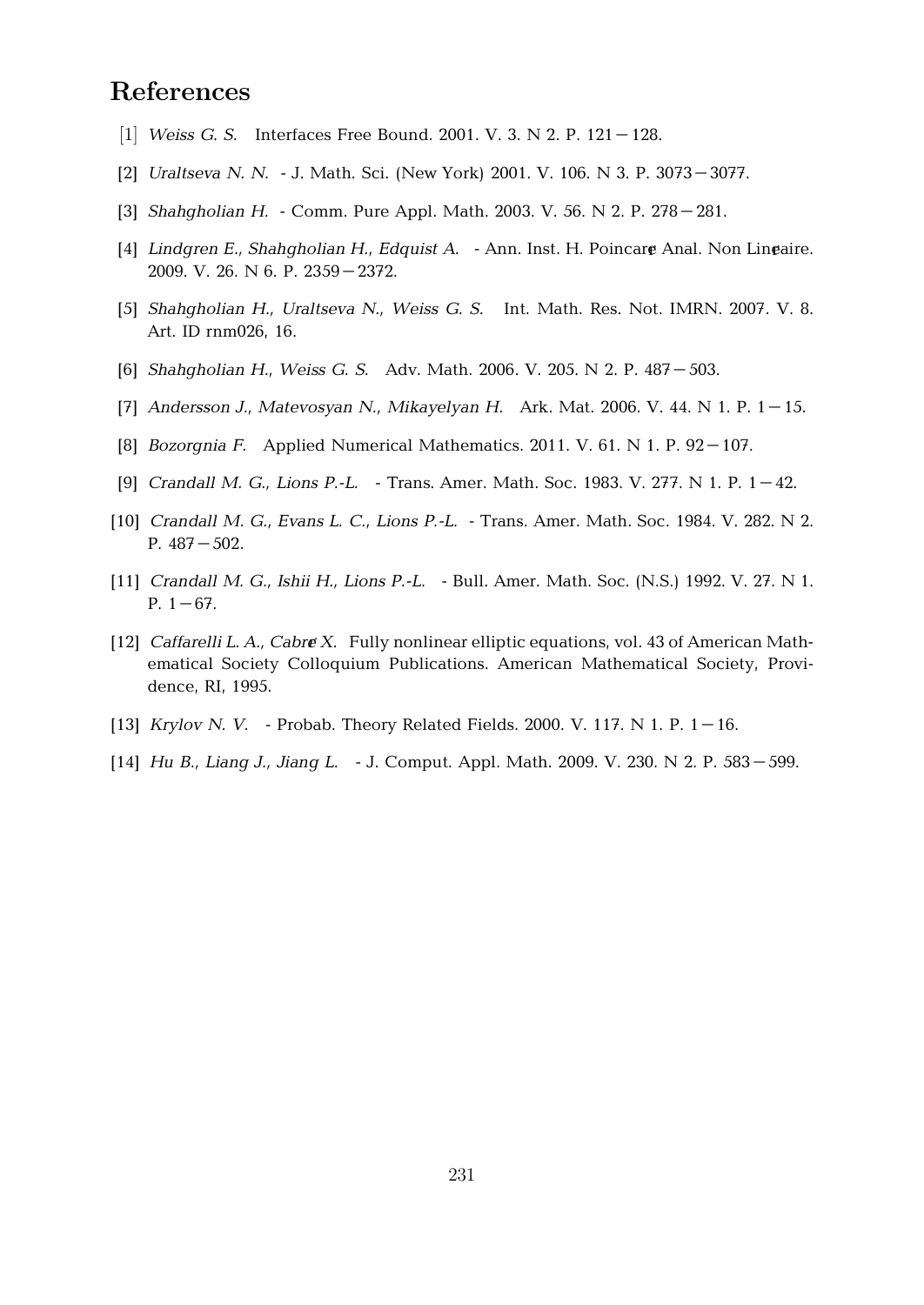## References

[1] *Weiss G. S.* Interfaces Free Bound. 2001. V. 3. N 2. P. 121 − 128.

[2] *Uraltseva N. N.* - J. Math. Sci. (New York) 2001. V. 106. N 3. P. 3073 − 3077.

[3] *Shahgholian H.* - Comm. Pure Appl. Math. 2003. V. 56. N 2. P. 278 − 281.

[4] *Lindgren E., Shahgholian H., Edquist A.* - Ann. Inst. H. Poincaré Anal. Non Linéaire. 2009. V. 26. N 6. P. 2359 − 2372.

[5] *Shahgholian H., Uraltseva N., Weiss G. S.* Int. Math. Res. Not. IMRN. 2007. V. 8. Art. ID rnm026, 16.

[6] *Shahgholian H., Weiss G. S.* Adv. Math. 2006. V. 205. N 2. P. 487 − 503.

[7] *Andersson J., Matevosyan N., Mikayelyan H.* Ark. Mat. 2006. V. 44. N 1. P. 1 − 15.

[8] *Bozorgnia F.* Applied Numerical Mathematics. 2011. V. 61. N 1. P. 92 − 107.

[9] *Crandall M. G., Lions P.-L.* - Trans. Amer. Math. Soc. 1983. V. 277. N 1. P. 1 − 42.

[10] *Crandall M. G., Evans L. C., Lions P.-L.* - Trans. Amer. Math. Soc. 1984. V. 282. N 2. P. 487 − 502.

[11] *Crandall M. G., Ishii H., Lions P.-L.* - Bull. Amer. Math. Soc. (N.S.) 1992. V. 27. N 1. P. 1 − 67.

[12] *Caffarelli L. A., Cabré X.* Fully nonlinear elliptic equations, vol. 43 of American Mathematical Society Colloquium Publications. American Mathematical Society, Providence, RI, 1995.

[13] *Krylov N. V.* - Probab. Theory Related Fields. 2000. V. 117. N 1. P. 1 − 16.

[14] *Hu B., Liang J., Jiang L.* - J. Comput. Appl. Math. 2009. V. 230. N 2. P. 583 − 599.